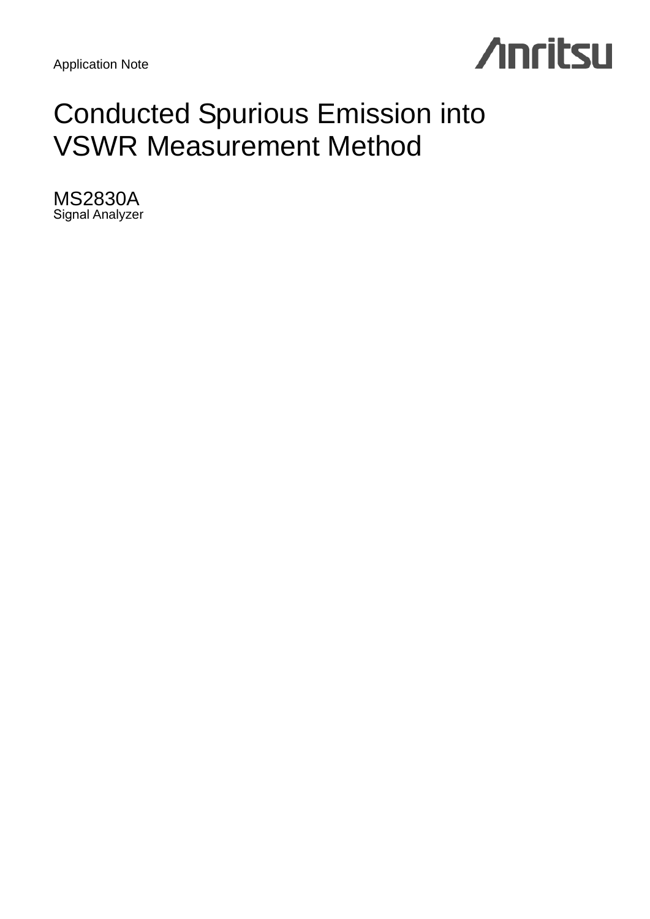Application Note

# Conducted Spurious Emission into VSWR Measurement Method

MS2830A
Signal Analyzer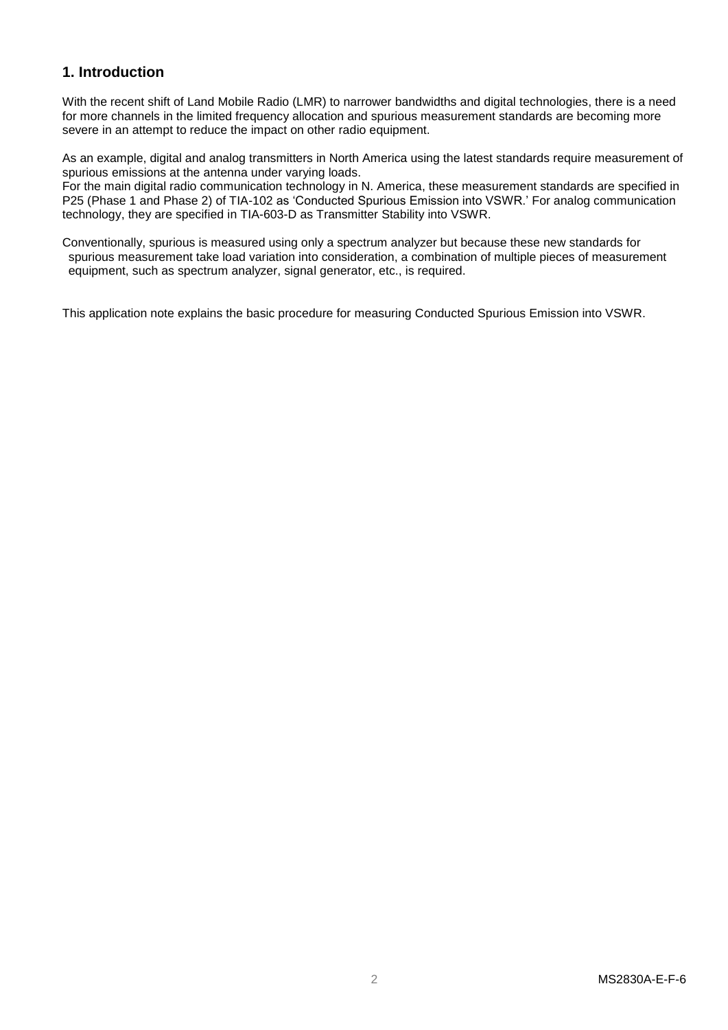## 1. Introduction

With the recent shift of Land Mobile Radio (LMR) to narrower bandwidths and digital technologies, there is a need for more channels in the limited frequency allocation and spurious measurement standards are becoming more severe in an attempt to reduce the impact on other radio equipment.

As an example, digital and analog transmitters in North America using the latest standards require measurement of spurious emissions at the antenna under varying loads.
For the main digital radio communication technology in N. America, these measurement standards are specified in P25 (Phase 1 and Phase 2) of TIA-102 as 'Conducted Spurious Emission into VSWR.' For analog communication technology, they are specified in TIA-603-D as Transmitter Stability into VSWR.

Conventionally, spurious is measured using only a spectrum analyzer but because these new standards for spurious measurement take load variation into consideration, a combination of multiple pieces of measurement equipment, such as spectrum analyzer, signal generator, etc., is required.

This application note explains the basic procedure for measuring Conducted Spurious Emission into VSWR.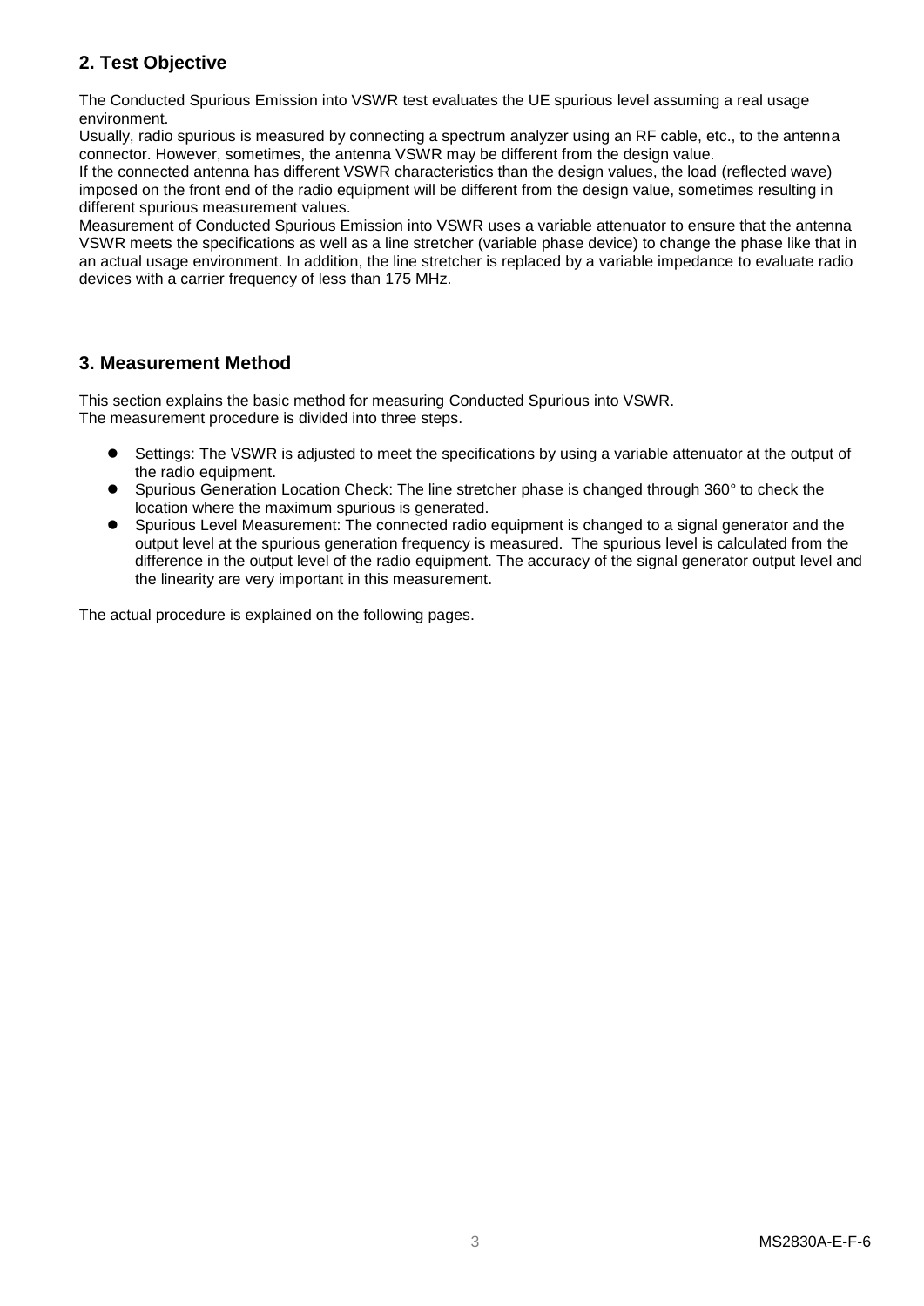## 2. Test Objective

The Conducted Spurious Emission into VSWR test evaluates the UE spurious level assuming a real usage environment.
Usually, radio spurious is measured by connecting a spectrum analyzer using an RF cable, etc., to the antenna connector. However, sometimes, the antenna VSWR may be different from the design value.
If the connected antenna has different VSWR characteristics than the design values, the load (reflected wave) imposed on the front end of the radio equipment will be different from the design value, sometimes resulting in different spurious measurement values.
Measurement of Conducted Spurious Emission into VSWR uses a variable attenuator to ensure that the antenna VSWR meets the specifications as well as a line stretcher (variable phase device) to change the phase like that in an actual usage environment. In addition, the line stretcher is replaced by a variable impedance to evaluate radio devices with a carrier frequency of less than 175 MHz.

## 3. Measurement Method

This section explains the basic method for measuring Conducted Spurious into VSWR.
The measurement procedure is divided into three steps.

- Settings: The VSWR is adjusted to meet the specifications by using a variable attenuator at the output of the radio equipment.
- Spurious Generation Location Check: The line stretcher phase is changed through 360° to check the location where the maximum spurious is generated.
- Spurious Level Measurement: The connected radio equipment is changed to a signal generator and the output level at the spurious generation frequency is measured. The spurious level is calculated from the difference in the output level of the radio equipment. The accuracy of the signal generator output level and the linearity are very important in this measurement.

The actual procedure is explained on the following pages.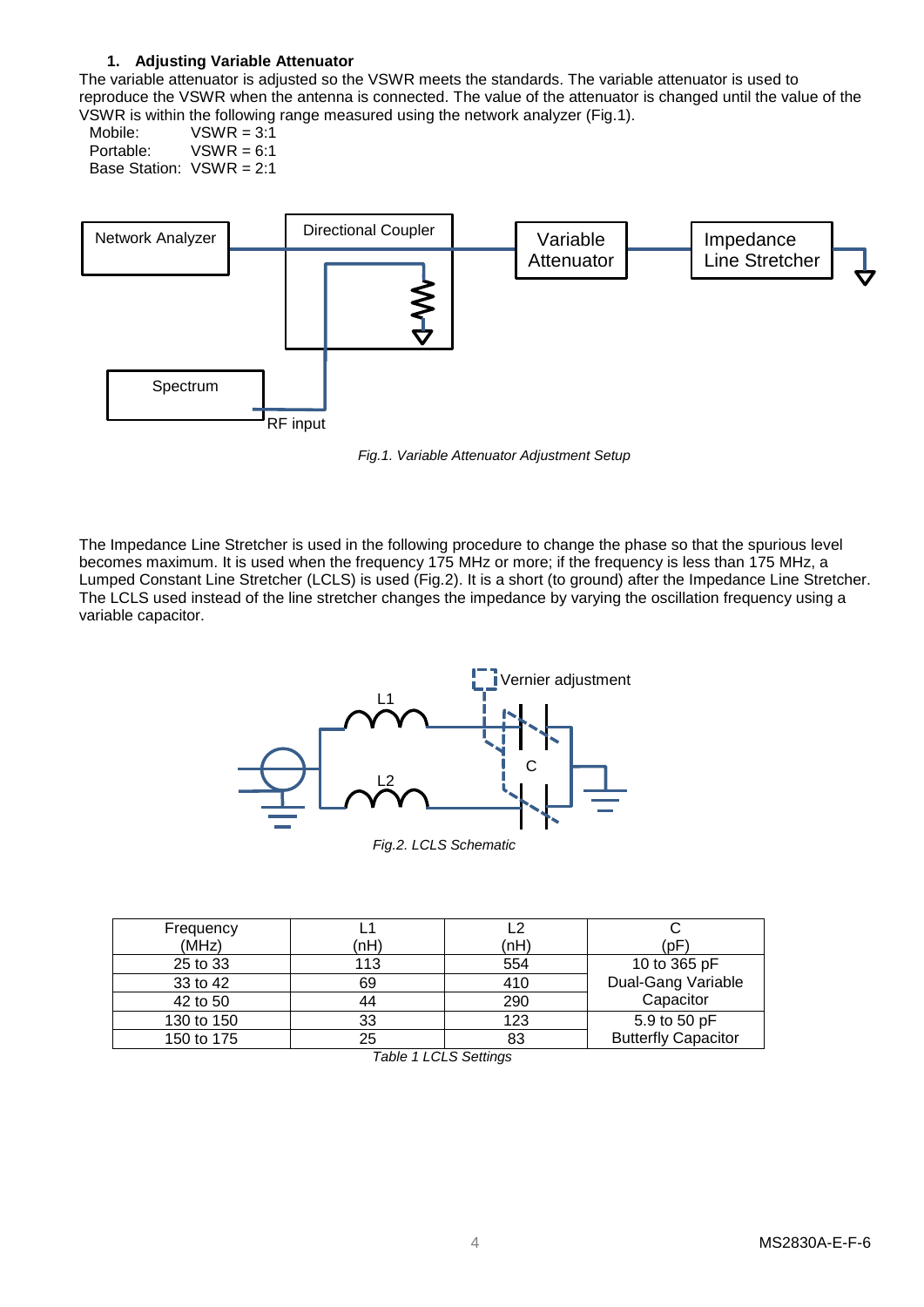### 1. Adjusting Variable Attenuator

The variable attenuator is adjusted so the VSWR meets the standards. The variable attenuator is used to reproduce the VSWR when the antenna is connected. The value of the attenuator is changed until the value of the VSWR is within the following range measured using the network analyzer (Fig.1).

Mobile: VSWR = 3:1
Portable: VSWR = 6:1
Base Station: VSWR = 2:1

*Fig.1. Variable Attenuator Adjustment Setup*

The Impedance Line Stretcher is used in the following procedure to change the phase so that the spurious level becomes maximum. It is used when the frequency 175 MHz or more; if the frequency is less than 175 MHz, a Lumped Constant Line Stretcher (LCLS) is used (Fig.2). It is a short (to ground) after the Impedance Line Stretcher. The LCLS used instead of the line stretcher changes the impedance by varying the oscillation frequency using a variable capacitor.

*Fig.2. LCLS Schematic*

| Frequency (MHz) | L1 (nH) | L2 (nH) | C (pF) |
|---|---|---|---|
| 25 to 33 | 113 | 554 | 10 to 365 pF Dual-Gang Variable Capacitor |
| 33 to 42 | 69 | 410 | |
| 42 to 50 | 44 | 290 | |
| 130 to 150 | 33 | 123 | 5.9 to 50 pF Butterfly Capacitor |
| 150 to 175 | 25 | 83 | |

*Table 1 LCLS Settings*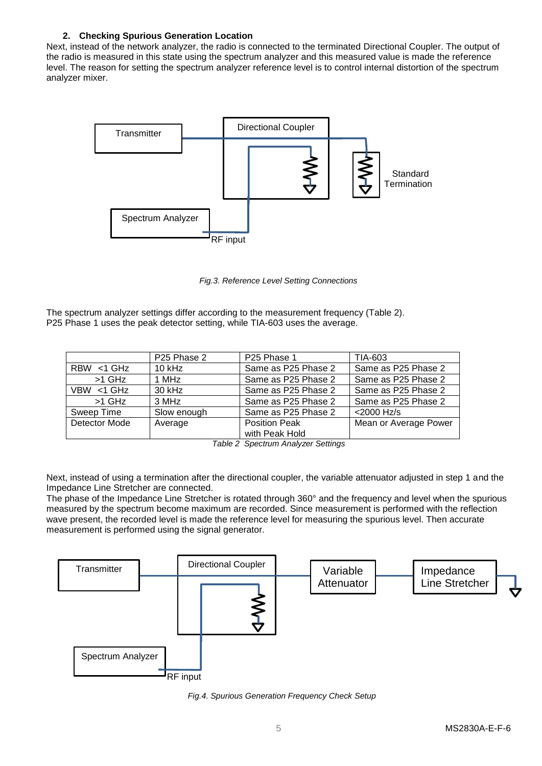### 2. Checking Spurious Generation Location

Next, instead of the network analyzer, the radio is connected to the terminated Directional Coupler. The output of the radio is measured in this state using the spectrum analyzer and this measured value is made the reference level. The reason for setting the spectrum analyzer reference level is to control internal distortion of the spectrum analyzer mixer.

*Fig.3. Reference Level Setting Connections*

The spectrum analyzer settings differ according to the measurement frequency (Table 2).
P25 Phase 1 uses the peak detector setting, while TIA-603 uses the average.

| | P25 Phase 2 | P25 Phase 1 | TIA-603 |
|---|---|---|---|
| RBW <1 GHz | 10 kHz | Same as P25 Phase 2 | Same as P25 Phase 2 |
| >1 GHz | 1 MHz | Same as P25 Phase 2 | Same as P25 Phase 2 |
| VBW <1 GHz | 30 kHz | Same as P25 Phase 2 | Same as P25 Phase 2 |
| >1 GHz | 3 MHz | Same as P25 Phase 2 | Same as P25 Phase 2 |
| Sweep Time | Slow enough | Same as P25 Phase 2 | <2000 Hz/s |
| Detector Mode | Average | Position Peak with Peak Hold | Mean or Average Power |

*Table 2 Spectrum Analyzer Settings*

Next, instead of using a termination after the directional coupler, the variable attenuator adjusted in step 1 and the Impedance Line Stretcher are connected.
The phase of the Impedance Line Stretcher is rotated through 360° and the frequency and level when the spurious measured by the spectrum become maximum are recorded. Since measurement is performed with the reflection wave present, the recorded level is made the reference level for measuring the spurious level. Then accurate measurement is performed using the signal generator.

*Fig.4. Spurious Generation Frequency Check Setup*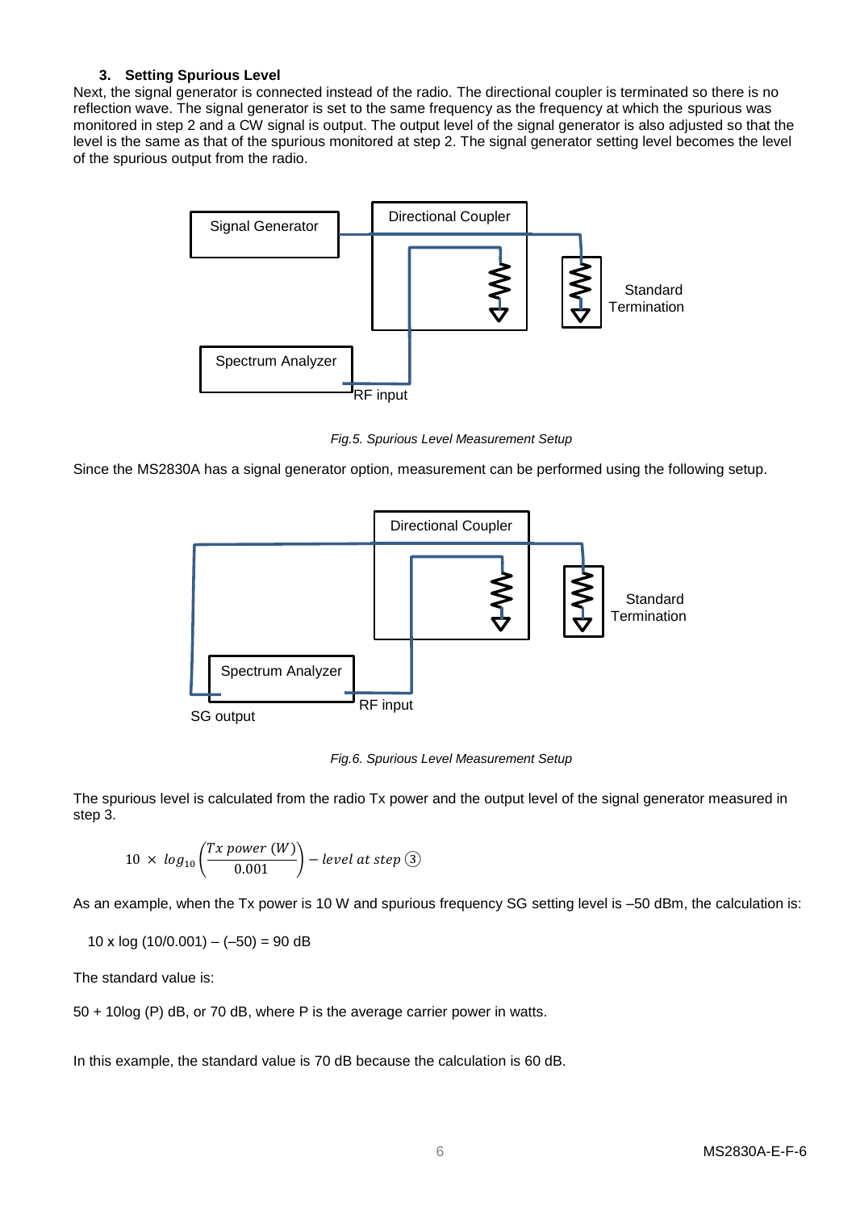### 3. Setting Spurious Level

Next, the signal generator is connected instead of the radio. The directional coupler is terminated so there is no reflection wave. The signal generator is set to the same frequency as the frequency at which the spurious was monitored in step 2 and a CW signal is output. The output level of the signal generator is also adjusted so that the level is the same as that of the spurious monitored at step 2. The signal generator setting level becomes the level of the spurious output from the radio.

*Fig.5. Spurious Level Measurement Setup*

Since the MS2830A has a signal generator option, measurement can be performed using the following setup.

*Fig.6. Spurious Level Measurement Setup*

The spurious level is calculated from the radio Tx power and the output level of the signal generator measured in step 3.

$$10 \times \log_{10}\left(\frac{Tx\ power\ (W)}{0.001}\right) - level\ at\ step\ ③$$

As an example, when the Tx power is 10 W and spurious frequency SG setting level is –50 dBm, the calculation is:

10 x log (10/0.001) – (–50) = 90 dB

The standard value is:

50 + 10log (P) dB, or 70 dB, where P is the average carrier power in watts.

In this example, the standard value is 70 dB because the calculation is 60 dB.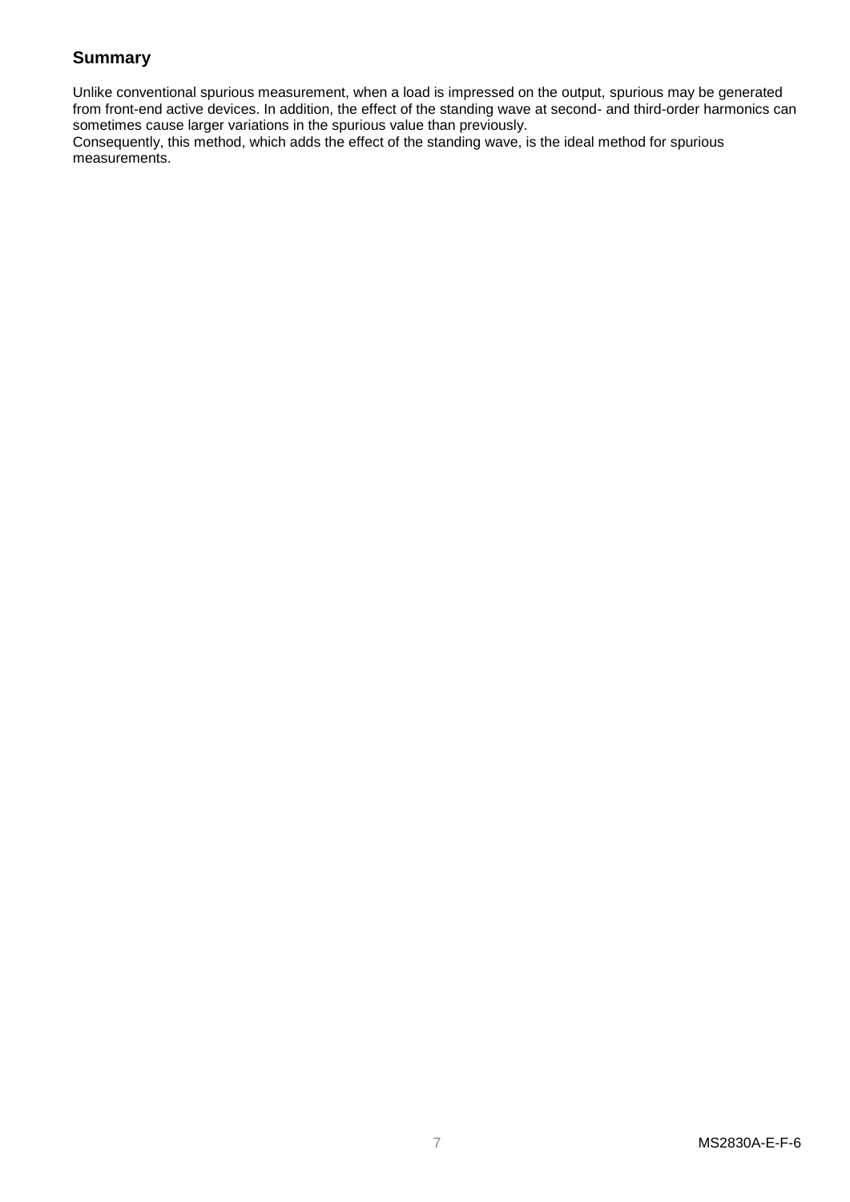## Summary

Unlike conventional spurious measurement, when a load is impressed on the output, spurious may be generated from front-end active devices. In addition, the effect of the standing wave at second- and third-order harmonics can sometimes cause larger variations in the spurious value than previously.
Consequently, this method, which adds the effect of the standing wave, is the ideal method for spurious measurements.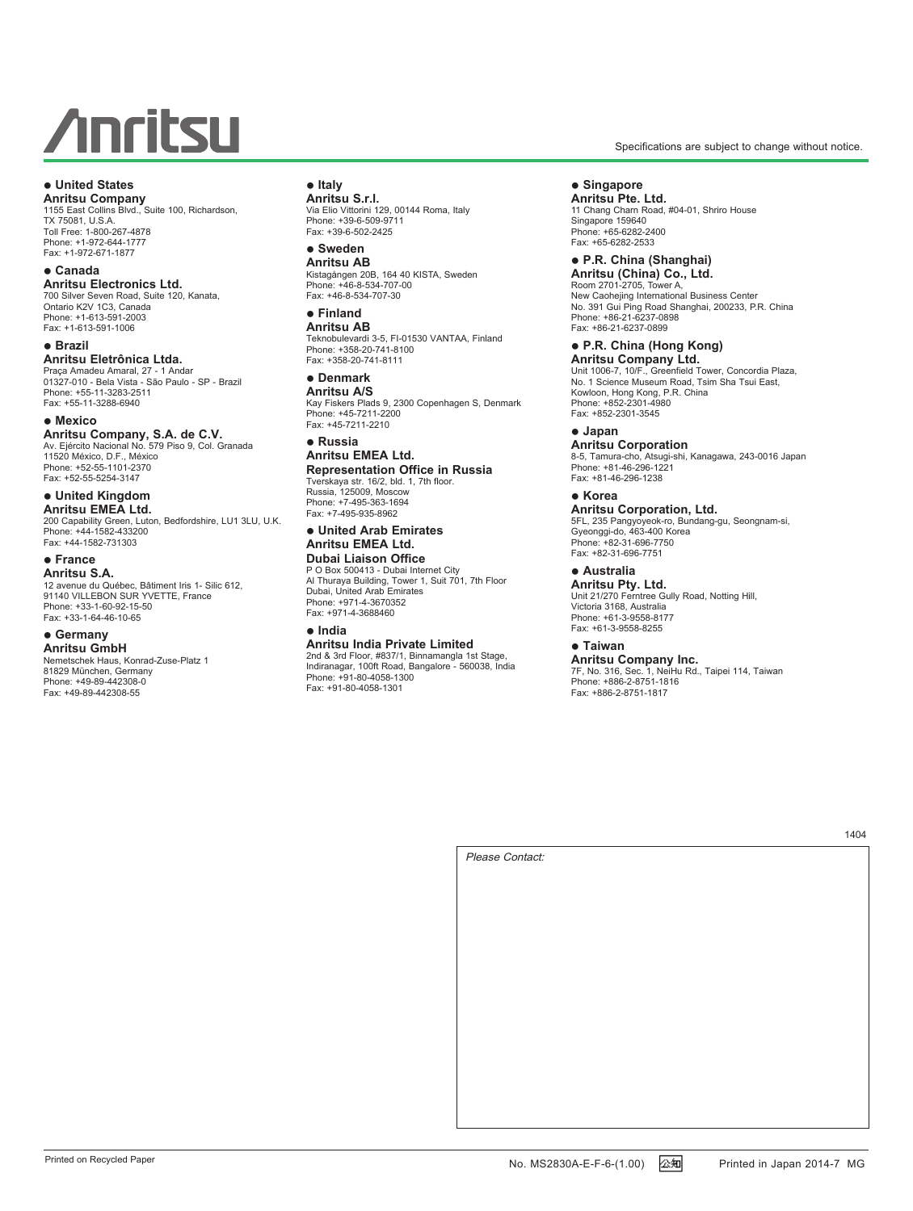# Anritsu

Specifications are subject to change without notice.

**● United States**
**Anritsu Company**
1155 East Collins Blvd., Suite 100, Richardson, TX 75081, U.S.A.
Toll Free: 1-800-267-4878
Phone: +1-972-644-1777
Fax: +1-972-671-1877

**● Canada**
**Anritsu Electronics Ltd.**
700 Silver Seven Road, Suite 120, Kanata, Ontario K2V 1C3, Canada
Phone: +1-613-591-2003
Fax: +1-613-591-1006

**● Brazil**
**Anritsu Eletrônica Ltda.**
Praça Amadeu Amaral, 27 - 1 Andar
01327-010 - Bela Vista - São Paulo - SP - Brazil
Phone: +55-11-3283-2511
Fax: +55-11-3288-6940

**● Mexico**
**Anritsu Company, S.A. de C.V.**
Av. Ejército Nacional No. 579 Piso 9, Col. Granada
11520 México, D.F., México
Phone: +52-55-1101-2370
Fax: +52-55-5254-3147

**● United Kingdom**
**Anritsu EMEA Ltd.**
200 Capability Green, Luton, Bedfordshire, LU1 3LU, U.K.
Phone: +44-1582-433200
Fax: +44-1582-731303

**● France**
**Anritsu S.A.**
12 avenue du Québec, Bâtiment Iris 1- Silic 612, 91140 VILLEBON SUR YVETTE, France
Phone: +33-1-60-92-15-50
Fax: +33-1-64-46-10-65

**● Germany**
**Anritsu GmbH**
Nemetschek Haus, Konrad-Zuse-Platz 1
81829 München, Germany
Phone: +49-89-442308-0
Fax: +49-89-442308-55

**● Italy**
**Anritsu S.r.l.**
Via Elio Vittorini 129, 00144 Roma, Italy
Phone: +39-6-509-9711
Fax: +39-6-502-2425

**● Sweden**
**Anritsu AB**
Kistagången 20B, 164 40 KISTA, Sweden
Phone: +46-8-534-707-00
Fax: +46-8-534-707-30

**● Finland**
**Anritsu AB**
Teknobulevardi 3-5, FI-01530 VANTAA, Finland
Phone: +358-20-741-8100
Fax: +358-20-741-8111

**● Denmark**
**Anritsu A/S**
Kay Fiskers Plads 9, 2300 Copenhagen S, Denmark
Phone: +45-7211-2200
Fax: +45-7211-2210

**● Russia**
**Anritsu EMEA Ltd.**
**Representation Office in Russia**
Tverskaya str. 16/2, bld. 1, 7th floor.
Russia, 125009, Moscow
Phone: +7-495-363-1694
Fax: +7-495-935-8962

**● United Arab Emirates**
**Anritsu EMEA Ltd.**
**Dubai Liaison Office**
P O Box 500413 - Dubai Internet City
Al Thuraya Building, Tower 1, Suit 701, 7th Floor
Dubai, United Arab Emirates
Phone: +971-4-3670352
Fax: +971-4-3688460

**● India**
**Anritsu India Private Limited**
2nd & 3rd Floor, #837/1, Binnamangla 1st Stage, Indiranagar, 100ft Road, Bangalore - 560038, India
Phone: +91-80-4058-1300
Fax: +91-80-4058-1301

**● Singapore**
**Anritsu Pte. Ltd.**
11 Chang Charn Road, #04-01, Shriro House
Singapore 159640
Phone: +65-6282-2400
Fax: +65-6282-2533

**● P.R. China (Shanghai)**
**Anritsu (China) Co., Ltd.**
Room 2701-2705, Tower A,
New Caohejing International Business Center
No. 391 Gui Ping Road Shanghai, 200233, P.R. China
Phone: +86-21-6237-0898
Fax: +86-21-6237-0899

**● P.R. China (Hong Kong)**
**Anritsu Company Ltd.**
Unit 1006-7, 10/F., Greenfield Tower, Concordia Plaza,
No. 1 Science Museum Road, Tsim Sha Tsui East,
Kowloon, Hong Kong, P.R. China
Phone: +852-2301-4980
Fax: +852-2301-3545

**● Japan**
**Anritsu Corporation**
8-5, Tamura-cho, Atsugi-shi, Kanagawa, 243-0016 Japan
Phone: +81-46-296-1221
Fax: +81-46-296-1238

**● Korea**
**Anritsu Corporation, Ltd.**
5FL, 235 Pangyoyeok-ro, Bundang-gu, Seongnam-si, Gyeonggi-do, 463-400 Korea
Phone: +82-31-696-7750
Fax: +82-31-696-7751

**● Australia**
**Anritsu Pty. Ltd.**
Unit 21/270 Ferntree Gully Road, Notting Hill, Victoria 3168, Australia
Phone: +61-3-9558-8177
Fax: +61-3-9558-8255

**● Taiwan**
**Anritsu Company Inc.**
7F, No. 316, Sec. 1, NeiHu Rd., Taipei 114, Taiwan
Phone: +886-2-8751-1816
Fax: +886-2-8751-1817

1404

*Please Contact:*

Printed on Recycled Paper

No. MS2830A-E-F-6-(1.00) 公知 Printed in Japan 2014-7 MG